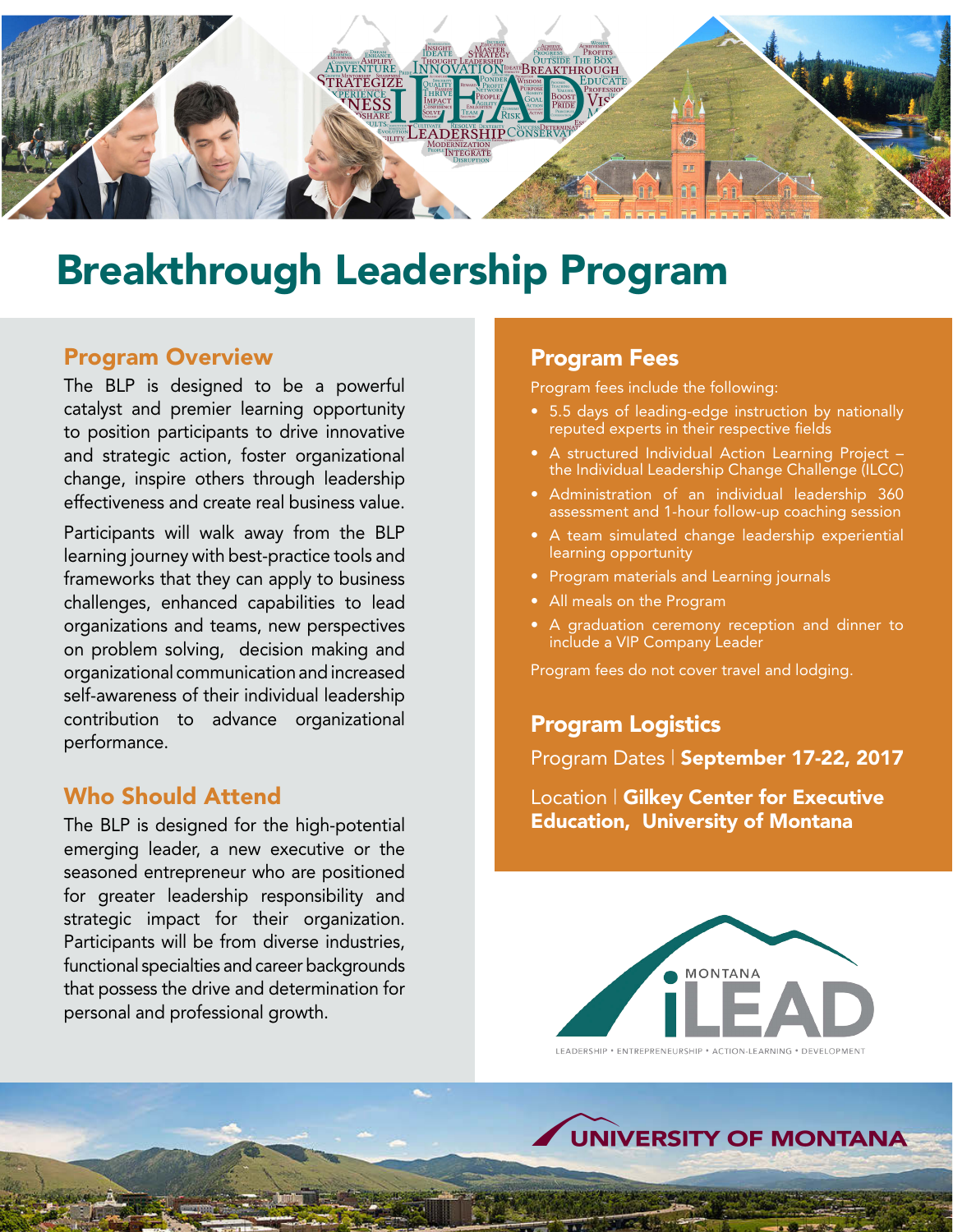# Breakthrough Leadership Program

## Program Overview

The BLP is designed to be a powerful catalyst and premier learning opportunity to position participants to drive innovative and strategic action, foster organizational change, inspire others through leadership effectiveness and create real business value.

Participants will walk away from the BLP learning journey with best-practice tools and frameworks that they can apply to business challenges, enhanced capabilities to lead organizations and teams, new perspectives on problem solving, decision making and organizational communication and increased self-awareness of their individual leadership contribution to advance organizational performance.

## Who Should Attend

The BLP is designed for the high-potential emerging leader, a new executive or the seasoned entrepreneur who are positioned for greater leadership responsibility and strategic impact for their organization. Participants will be from diverse industries, functional specialties and career backgrounds that possess the drive and determination for personal and professional growth.

## Program Fees

Program fees include the following:

- 5.5 days of leading-edge instruction by nationally reputed experts in their respective fields
- A structured Individual Action Learning Project – the Individual Leadership Change Challenge (ILCC)
- Administration of an individual leadership 360 assessment and 1-hour follow-up coaching session
- A team simulated change leadership experiential learning opportunity
- Program materials and Learning journals
- All meals on the Program
- A graduation ceremony reception and dinner to include a VIP Company Leader

Program fees do not cover travel and lodging.

## Program Logistics

Program Dates | **September 17-22, 2017**

Location | **Gilkey Center for Executive Education, University of Montana**

MONTANA iLEAD

LEADERSHIP • ENTREPRENEURSHIP • ACTION-LEARNING • DEVELOPMENT

UNIVERSITY OF MONTANA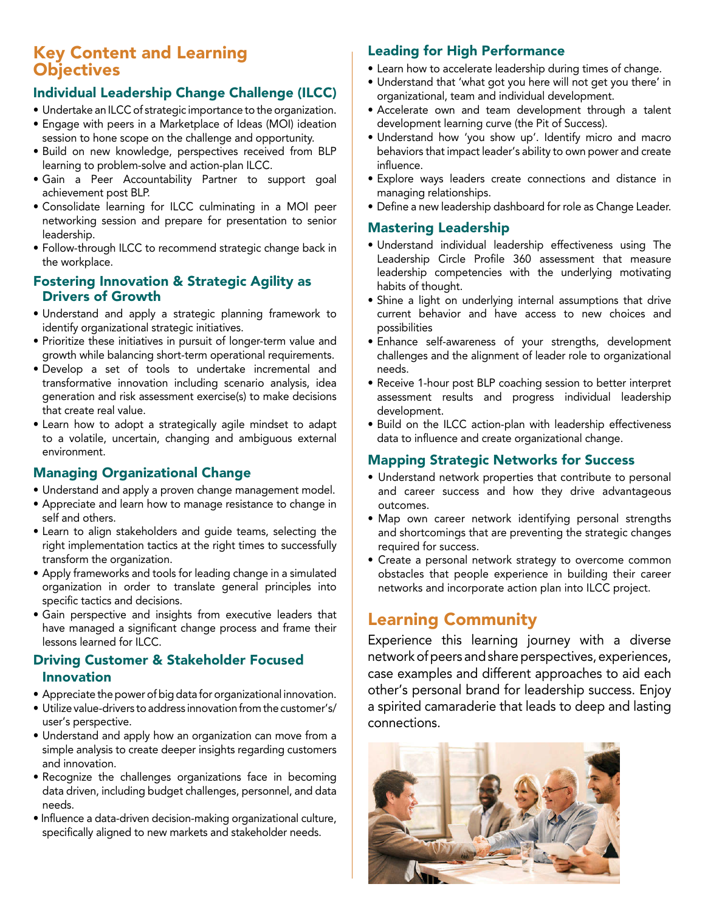## Key Content and Learning Objectives

### Individual Leadership Change Challenge (ILCC)

- Undertake an ILCC of strategic importance to the organization.
- Engage with peers in a Marketplace of Ideas (MOI) ideation session to hone scope on the challenge and opportunity.
- Build on new knowledge, perspectives received from BLP learning to problem-solve and action-plan ILCC.
- Gain a Peer Accountability Partner to support goal achievement post BLP.
- Consolidate learning for ILCC culminating in a MOI peer networking session and prepare for presentation to senior leadership.
- Follow-through ILCC to recommend strategic change back in the workplace.

### Fostering Innovation & Strategic Agility as Drivers of Growth

- Understand and apply a strategic planning framework to identify organizational strategic initiatives.
- Prioritize these initiatives in pursuit of longer-term value and growth while balancing short-term operational requirements.
- Develop a set of tools to undertake incremental and transformative innovation including scenario analysis, idea generation and risk assessment exercise(s) to make decisions that create real value.
- Learn how to adopt a strategically agile mindset to adapt to a volatile, uncertain, changing and ambiguous external environment.

### Managing Organizational Change

- Understand and apply a proven change management model.
- Appreciate and learn how to manage resistance to change in self and others.
- Learn to align stakeholders and guide teams, selecting the right implementation tactics at the right times to successfully transform the organization.
- Apply frameworks and tools for leading change in a simulated organization in order to translate general principles into specific tactics and decisions.
- Gain perspective and insights from executive leaders that have managed a significant change process and frame their lessons learned for ILCC.

### Driving Customer & Stakeholder Focused Innovation

- Appreciate the power of big data for organizational innovation.
- Utilize value-drivers to address innovation from the customer's/user's perspective.
- Understand and apply how an organization can move from a simple analysis to create deeper insights regarding customers and innovation.
- Recognize the challenges organizations face in becoming data driven, including budget challenges, personnel, and data needs.
- Influence a data-driven decision-making organizational culture, specifically aligned to new markets and stakeholder needs.

### Leading for High Performance

- Learn how to accelerate leadership during times of change.
- Understand that 'what got you here will not get you there' in organizational, team and individual development.
- Accelerate own and team development through a talent development learning curve (the Pit of Success).
- Understand how 'you show up'. Identify micro and macro behaviors that impact leader's ability to own power and create influence.
- Explore ways leaders create connections and distance in managing relationships.
- Define a new leadership dashboard for role as Change Leader.

### Mastering Leadership

- Understand individual leadership effectiveness using The Leadership Circle Profile 360 assessment that measure leadership competencies with the underlying motivating habits of thought.
- Shine a light on underlying internal assumptions that drive current behavior and have access to new choices and possibilities
- Enhance self-awareness of your strengths, development challenges and the alignment of leader role to organizational needs.
- Receive 1-hour post BLP coaching session to better interpret assessment results and progress individual leadership development.
- Build on the ILCC action-plan with leadership effectiveness data to influence and create organizational change.

### Mapping Strategic Networks for Success

- Understand network properties that contribute to personal and career success and how they drive advantageous outcomes.
- Map own career network identifying personal strengths and shortcomings that are preventing the strategic changes required for success.
- Create a personal network strategy to overcome common obstacles that people experience in building their career networks and incorporate action plan into ILCC project.

## Learning Community

Experience this learning journey with a diverse network of peers and share perspectives, experiences, case examples and different approaches to aid each other's personal brand for leadership success. Enjoy a spirited camaraderie that leads to deep and lasting connections.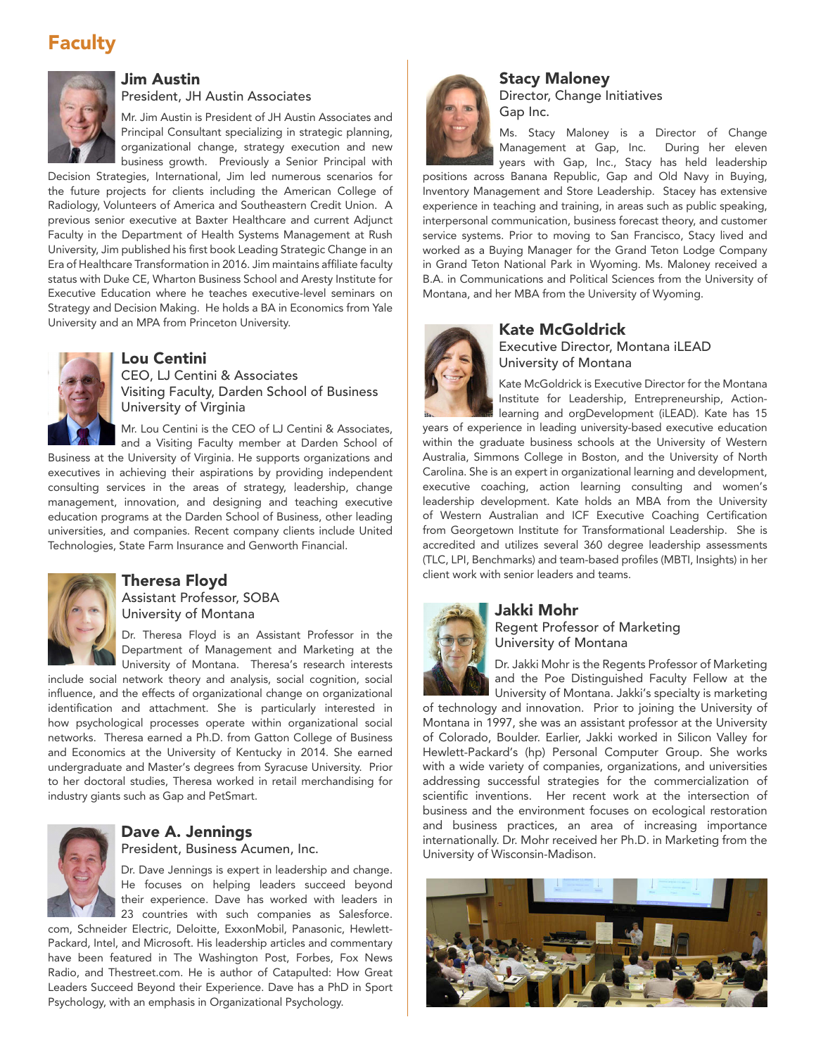# Faculty

### Jim Austin
President, JH Austin Associates

Mr. Jim Austin is President of JH Austin Associates and Principal Consultant specializing in strategic planning, organizational change, strategy execution and new business growth. Previously a Senior Principal with Decision Strategies, International, Jim led numerous scenarios for the future projects for clients including the American College of Radiology, Volunteers of America and Southeastern Credit Union. A previous senior executive at Baxter Healthcare and current Adjunct Faculty in the Department of Health Systems Management at Rush University, Jim published his first book Leading Strategic Change in an Era of Healthcare Transformation in 2016. Jim maintains affiliate faculty status with Duke CE, Wharton Business School and Aresty Institute for Executive Education where he teaches executive-level seminars on Strategy and Decision Making. He holds a BA in Economics from Yale University and an MPA from Princeton University.

### Lou Centini
CEO, LJ Centini & Associates
Visiting Faculty, Darden School of Business
University of Virginia

Mr. Lou Centini is the CEO of LJ Centini & Associates, and a Visiting Faculty member at Darden School of Business at the University of Virginia. He supports organizations and executives in achieving their aspirations by providing independent consulting services in the areas of strategy, leadership, change management, innovation, and designing and teaching executive education programs at the Darden School of Business, other leading universities, and companies. Recent company clients include United Technologies, State Farm Insurance and Genworth Financial.

### Theresa Floyd
Assistant Professor, SOBA
University of Montana

Dr. Theresa Floyd is an Assistant Professor in the Department of Management and Marketing at the University of Montana. Theresa's research interests include social network theory and analysis, social cognition, social influence, and the effects of organizational change on organizational identification and attachment. She is particularly interested in how psychological processes operate within organizational social networks. Theresa earned a Ph.D. from Gatton College of Business and Economics at the University of Kentucky in 2014. She earned undergraduate and Master's degrees from Syracuse University. Prior to her doctoral studies, Theresa worked in retail merchandising for industry giants such as Gap and PetSmart.

### Dave A. Jennings
President, Business Acumen, Inc.

Dr. Dave Jennings is expert in leadership and change. He focuses on helping leaders succeed beyond their experience. Dave has worked with leaders in 23 countries with such companies as Salesforce.com, Schneider Electric, Deloitte, ExxonMobil, Panasonic, Hewlett-Packard, Intel, and Microsoft. His leadership articles and commentary have been featured in The Washington Post, Forbes, Fox News Radio, and Thestreet.com. He is author of Catapulted: How Great Leaders Succeed Beyond their Experience. Dave has a PhD in Sport Psychology, with an emphasis in Organizational Psychology.

### Stacy Maloney
Director, Change Initiatives
Gap Inc.

Ms. Stacy Maloney is a Director of Change Management at Gap, Inc. During her eleven years with Gap, Inc., Stacy has held leadership positions across Banana Republic, Gap and Old Navy in Buying, Inventory Management and Store Leadership. Stacey has extensive experience in teaching and training, in areas such as public speaking, interpersonal communication, business forecast theory, and customer service systems. Prior to moving to San Francisco, Stacy lived and worked as a Buying Manager for the Grand Teton Lodge Company in Grand Teton National Park in Wyoming. Ms. Maloney received a B.A. in Communications and Political Sciences from the University of Montana, and her MBA from the University of Wyoming.

### Kate McGoldrick
Executive Director, Montana iLEAD
University of Montana

Kate McGoldrick is Executive Director for the Montana Institute for Leadership, Entrepreneurship, Action-learning and orgDevelopment (iLEAD). Kate has 15 years of experience in leading university-based executive education within the graduate business schools at the University of Western Australia, Simmons College in Boston, and the University of North Carolina. She is an expert in organizational learning and development, executive coaching, action learning consulting and women's leadership development. Kate holds an MBA from the University of Western Australian and ICF Executive Coaching Certification from Georgetown Institute for Transformational Leadership. She is accredited and utilizes several 360 degree leadership assessments (TLC, LPI, Benchmarks) and team-based profiles (MBTI, Insights) in her client work with senior leaders and teams.

### Jakki Mohr
Regent Professor of Marketing
University of Montana

Dr. Jakki Mohr is the Regents Professor of Marketing and the Poe Distinguished Faculty Fellow at the University of Montana. Jakki's specialty is marketing of technology and innovation. Prior to joining the University of Montana in 1997, she was an assistant professor at the University of Colorado, Boulder. Earlier, Jakki worked in Silicon Valley for Hewlett-Packard's (hp) Personal Computer Group. She works with a wide variety of companies, organizations, and universities addressing successful strategies for the commercialization of scientific inventions. Her recent work at the intersection of business and the environment focuses on ecological restoration and business practices, an area of increasing importance internationally. Dr. Mohr received her Ph.D. in Marketing from the University of Wisconsin-Madison.